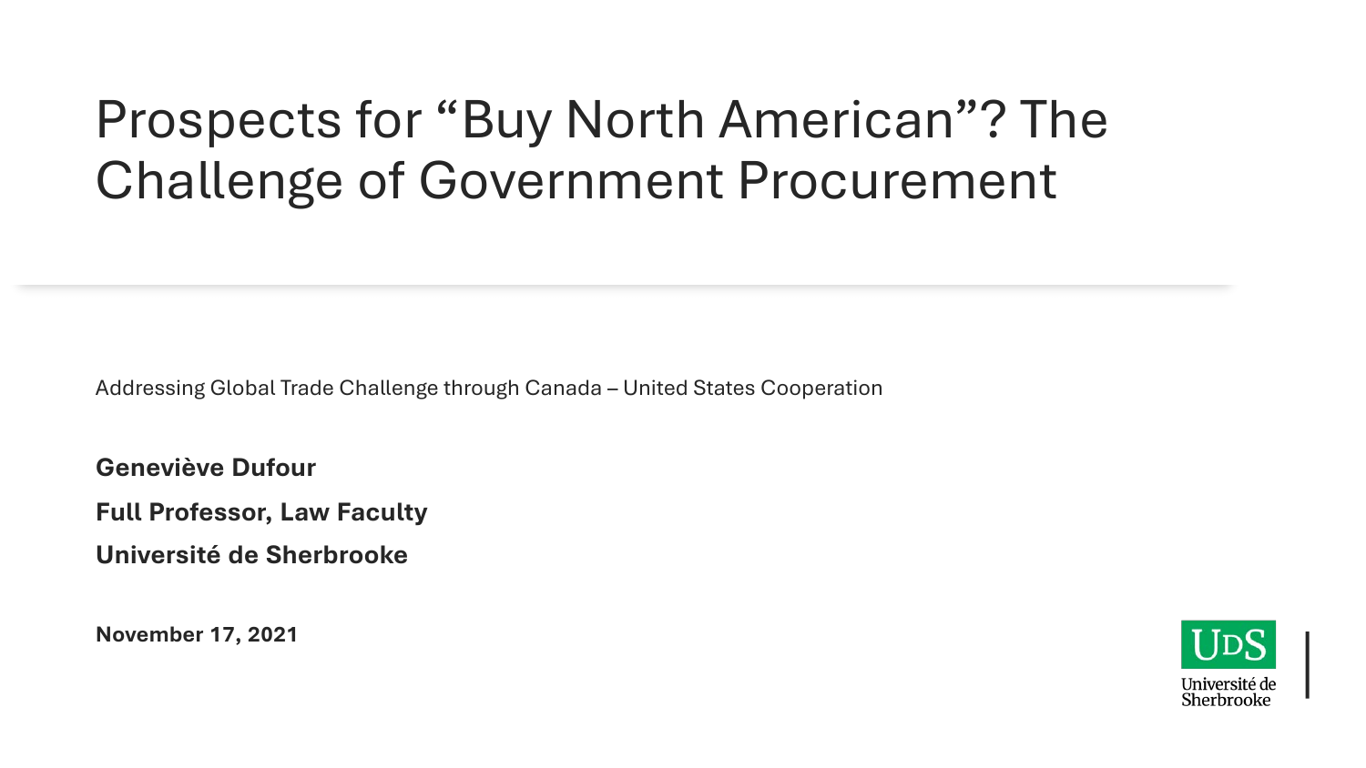# Prospects for "Buy North American"? The Challenge of Government Procurement

Addressing Global Trade Challenge through Canada – United States Cooperation

**Geneviève Dufour**

**Full Professor, Law Faculty**

**Université de Sherbrooke**

**November 17, 2021**

UdS Université de Sherbrooke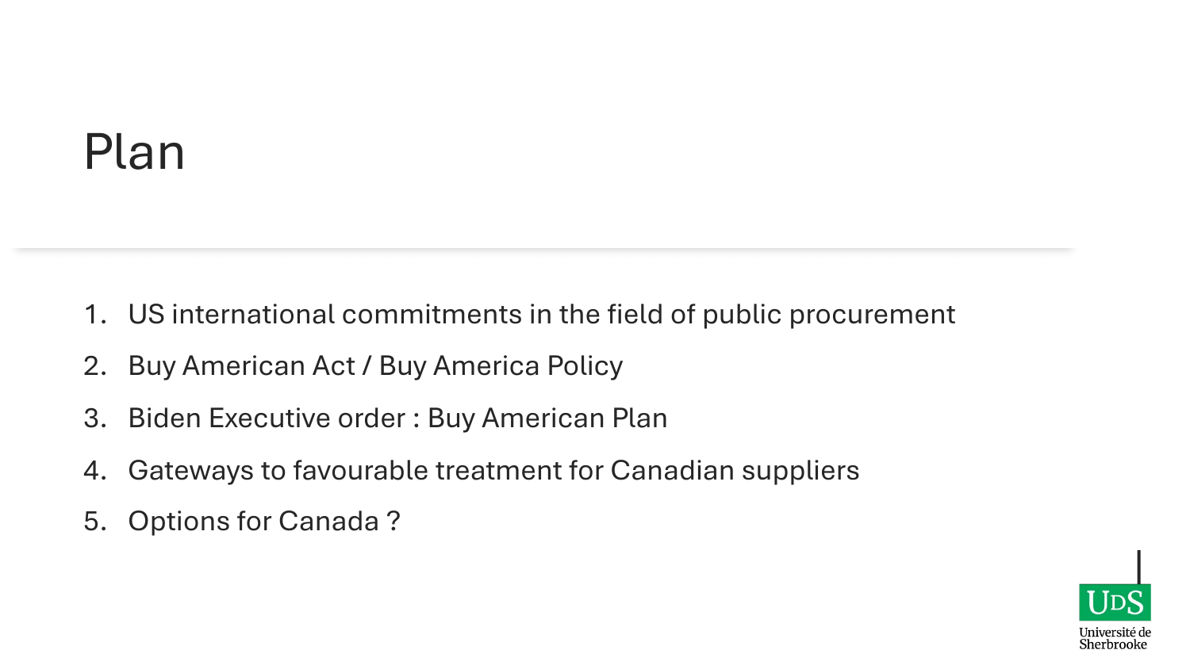# Plan

1. US international commitments in the field of public procurement
2. Buy American Act / Buy America Policy
3. Biden Executive order : Buy American Plan
4. Gateways to favourable treatment for Canadian suppliers
5. Options for Canada ?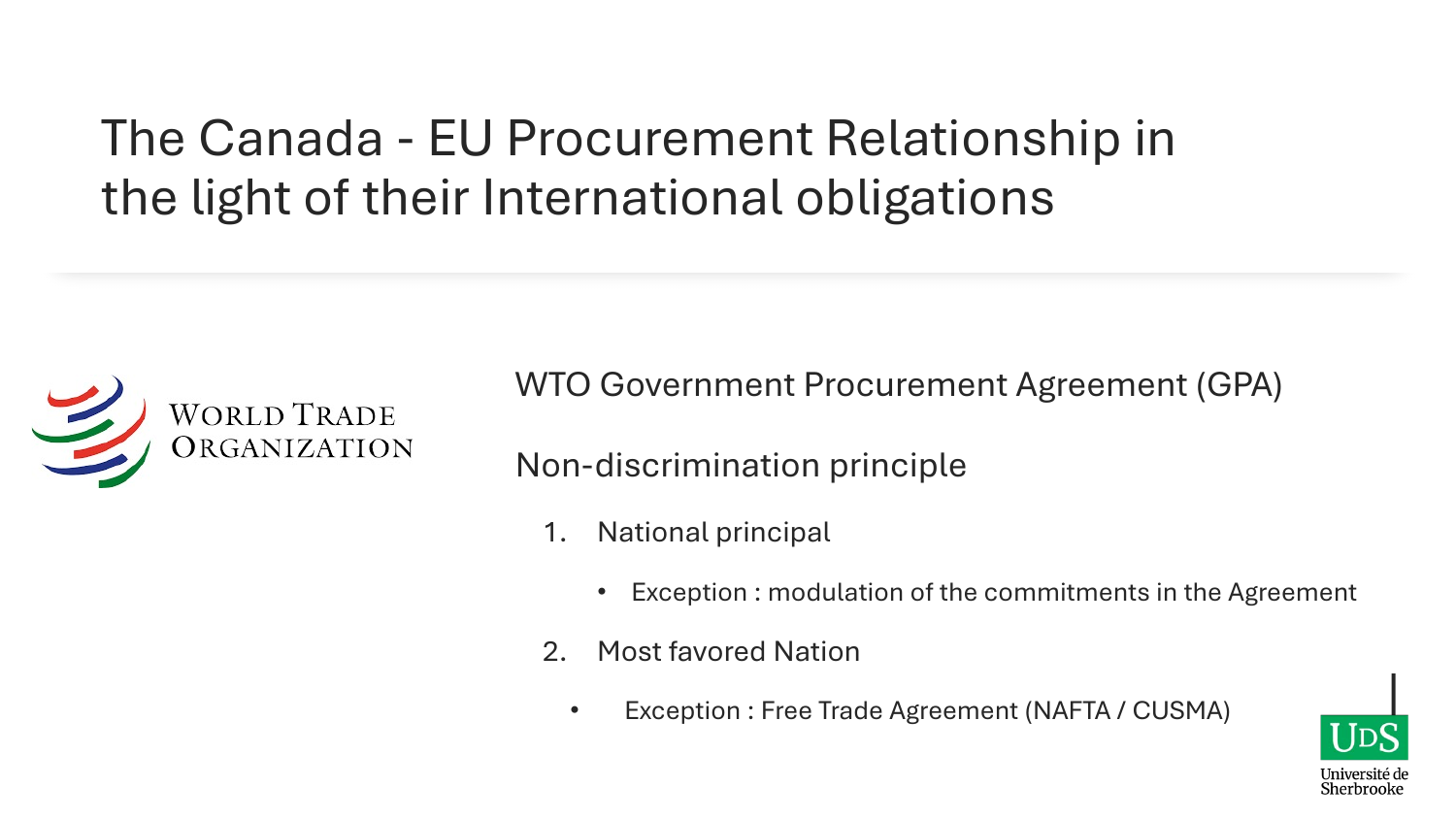# The Canada - EU Procurement Relationship in the light of their International obligations

WTO Government Procurement Agreement (GPA)

Non-discrimination principle

1. National principal
   - Exception : modulation of the commitments in the Agreement
2. Most favored Nation
   - Exception : Free Trade Agreement (NAFTA / CUSMA)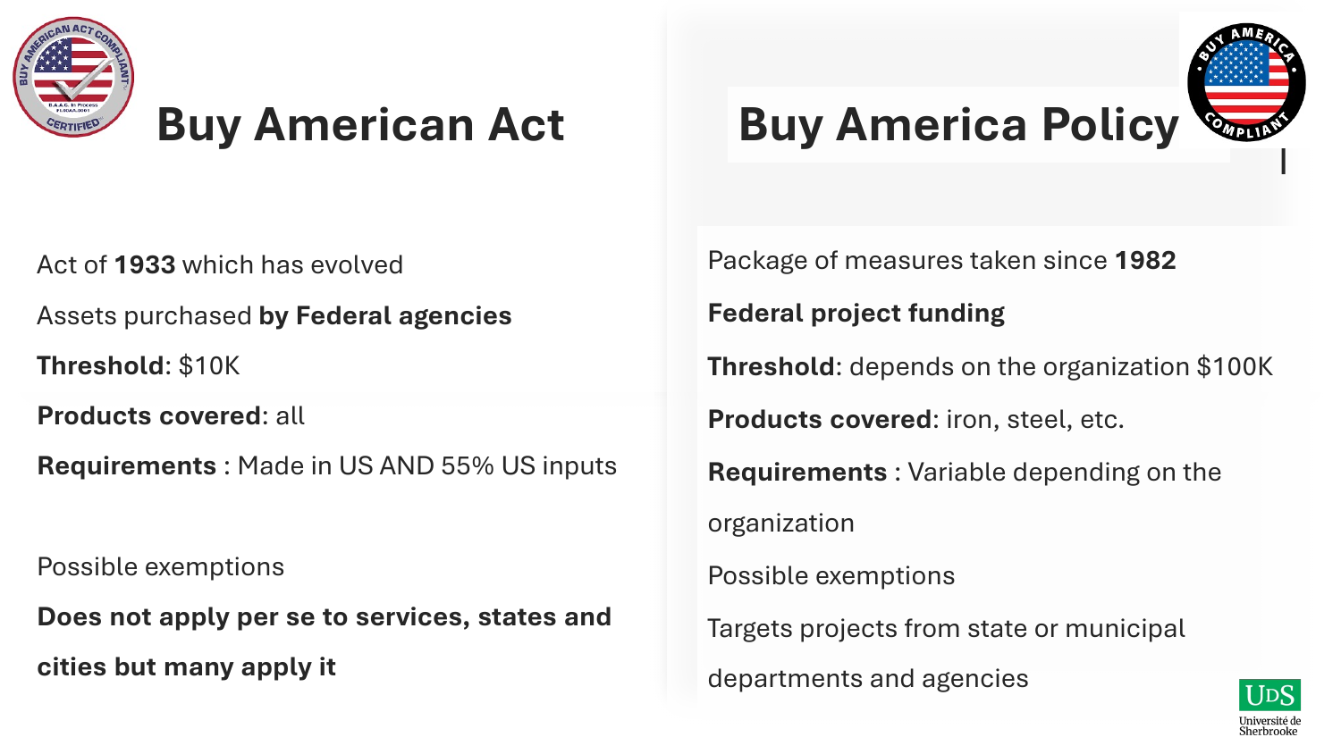## Buy American Act

Act of **1933** which has evolved

Assets purchased **by Federal agencies**

**Threshold**: $10K

**Products covered**: all

**Requirements** : Made in US AND 55% US inputs

Possible exemptions

**Does not apply per se to services, states and cities but many apply it**

## Buy America Policy

Package of measures taken since **1982**

**Federal project funding**

**Threshold**: depends on the organization $100K

**Products covered**: iron, steel, etc.

**Requirements** : Variable depending on the organization

Possible exemptions

Targets projects from state or municipal departments and agencies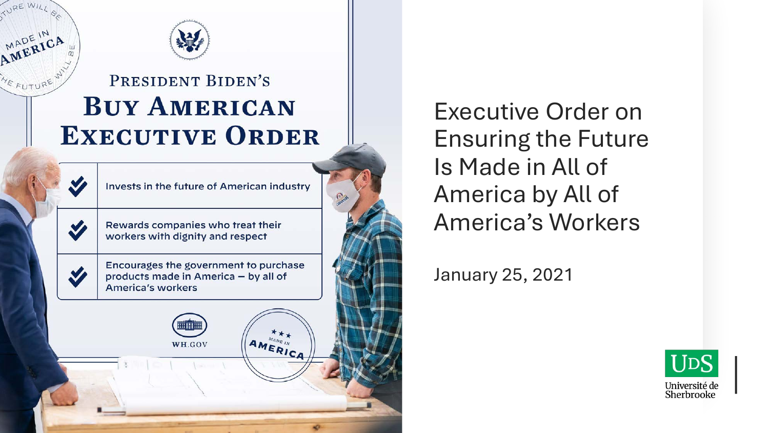# PRESIDENT BIDEN'S BUY AMERICAN EXECUTIVE ORDER

- Invests in the future of American industry
- Rewards companies who treat their workers with dignity and respect
- Encourages the government to purchase products made in America – by all of America's workers

WH.GOV

MADE IN AMERICA

## Executive Order on Ensuring the Future Is Made in All of America by All of America's Workers

January 25, 2021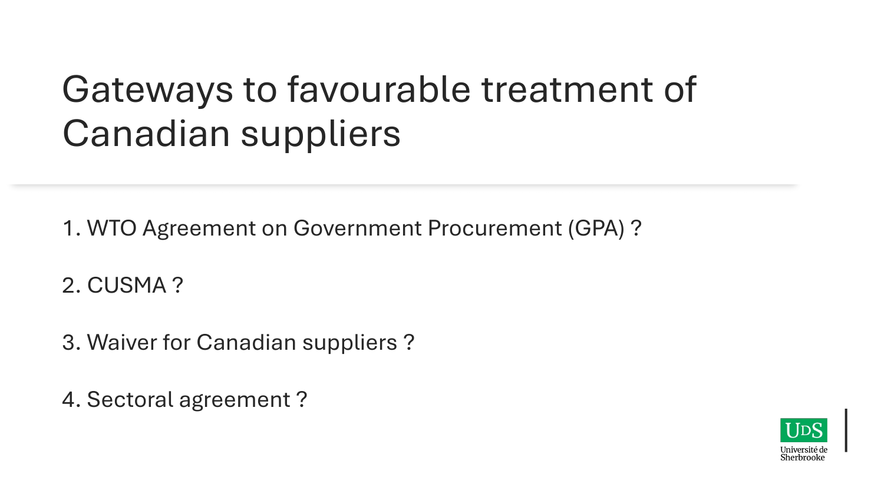# Gateways to favourable treatment of Canadian suppliers

1. WTO Agreement on Government Procurement (GPA) ?

2. CUSMA ?

3. Waiver for Canadian suppliers ?

4. Sectoral agreement ?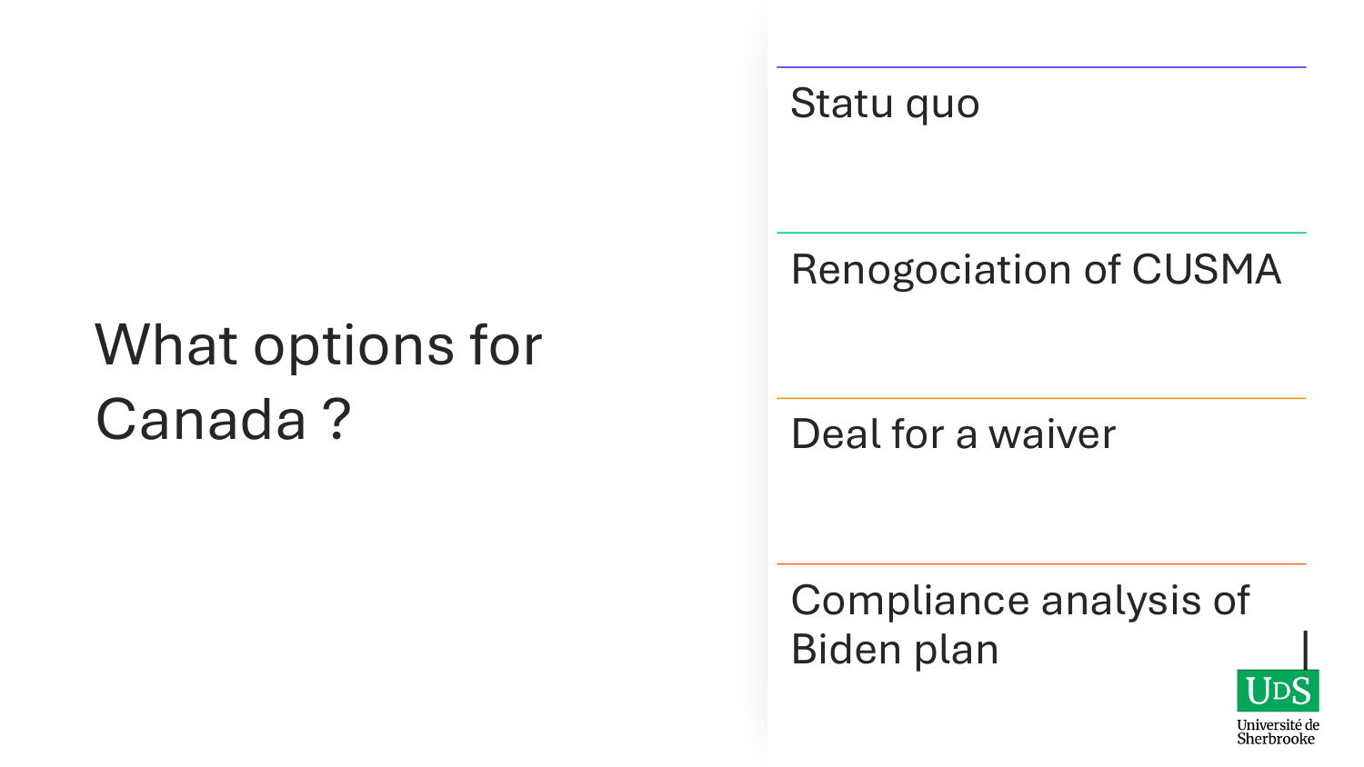# What options for Canada ?

- Statu quo
- Renogociation of CUSMA
- Deal for a waiver
- Compliance analysis of Biden plan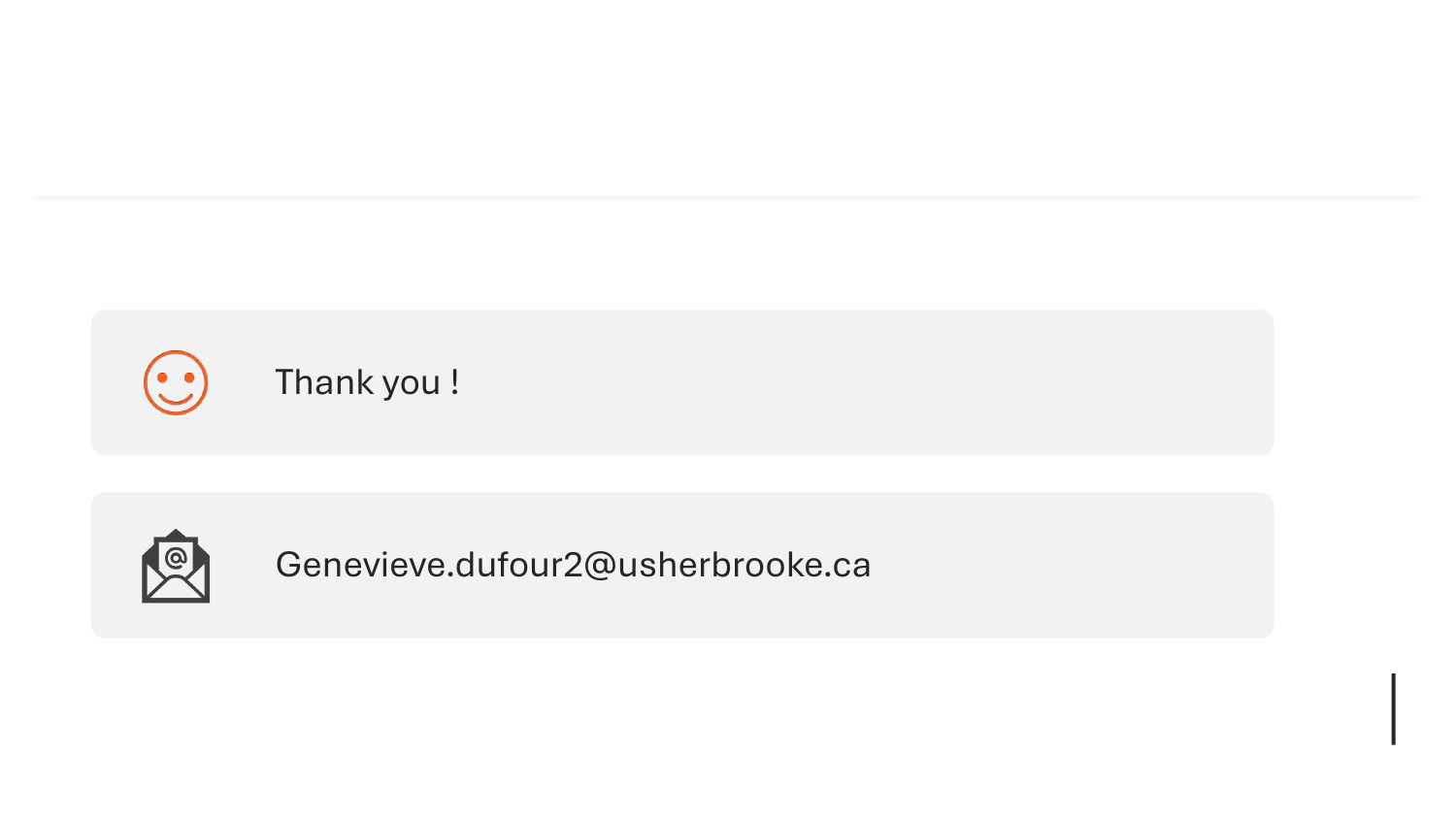Thank you !

Genevieve.dufour2@usherbrooke.ca